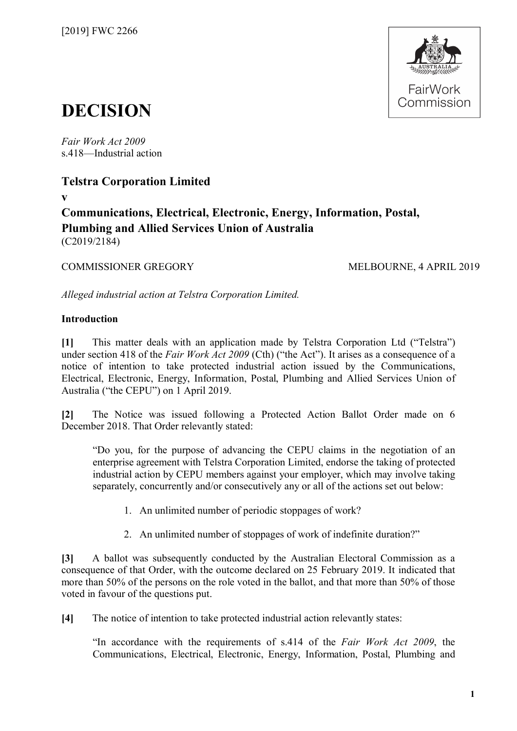[2019] FWC 2266

# DECISION

*Fair Work Act 2009*
s.418—Industrial action

**Telstra Corporation Limited**

**v**

**Communications, Electrical, Electronic, Energy, Information, Postal, Plumbing and Allied Services Union of Australia**
(C2019/2184)

COMMISSIONER GREGORY — MELBOURNE, 4 APRIL 2019

*Alleged industrial action at Telstra Corporation Limited.*

**Introduction**

**[1]** This matter deals with an application made by Telstra Corporation Ltd ("Telstra") under section 418 of the *Fair Work Act 2009* (Cth) ("the Act"). It arises as a consequence of a notice of intention to take protected industrial action issued by the Communications, Electrical, Electronic, Energy, Information, Postal, Plumbing and Allied Services Union of Australia ("the CEPU") on 1 April 2019.

**[2]** The Notice was issued following a Protected Action Ballot Order made on 6 December 2018. That Order relevantly stated:

> "Do you, for the purpose of advancing the CEPU claims in the negotiation of an enterprise agreement with Telstra Corporation Limited, endorse the taking of protected industrial action by CEPU members against your employer, which may involve taking separately, concurrently and/or consecutively any or all of the actions set out below:
>
> 1. An unlimited number of periodic stoppages of work?
>
> 2. An unlimited number of stoppages of work of indefinite duration?"

**[3]** A ballot was subsequently conducted by the Australian Electoral Commission as a consequence of that Order, with the outcome declared on 25 February 2019. It indicated that more than 50% of the persons on the role voted in the ballot, and that more than 50% of those voted in favour of the questions put.

**[4]** The notice of intention to take protected industrial action relevantly states:

> "In accordance with the requirements of s.414 of the *Fair Work Act 2009*, the Communications, Electrical, Electronic, Energy, Information, Postal, Plumbing and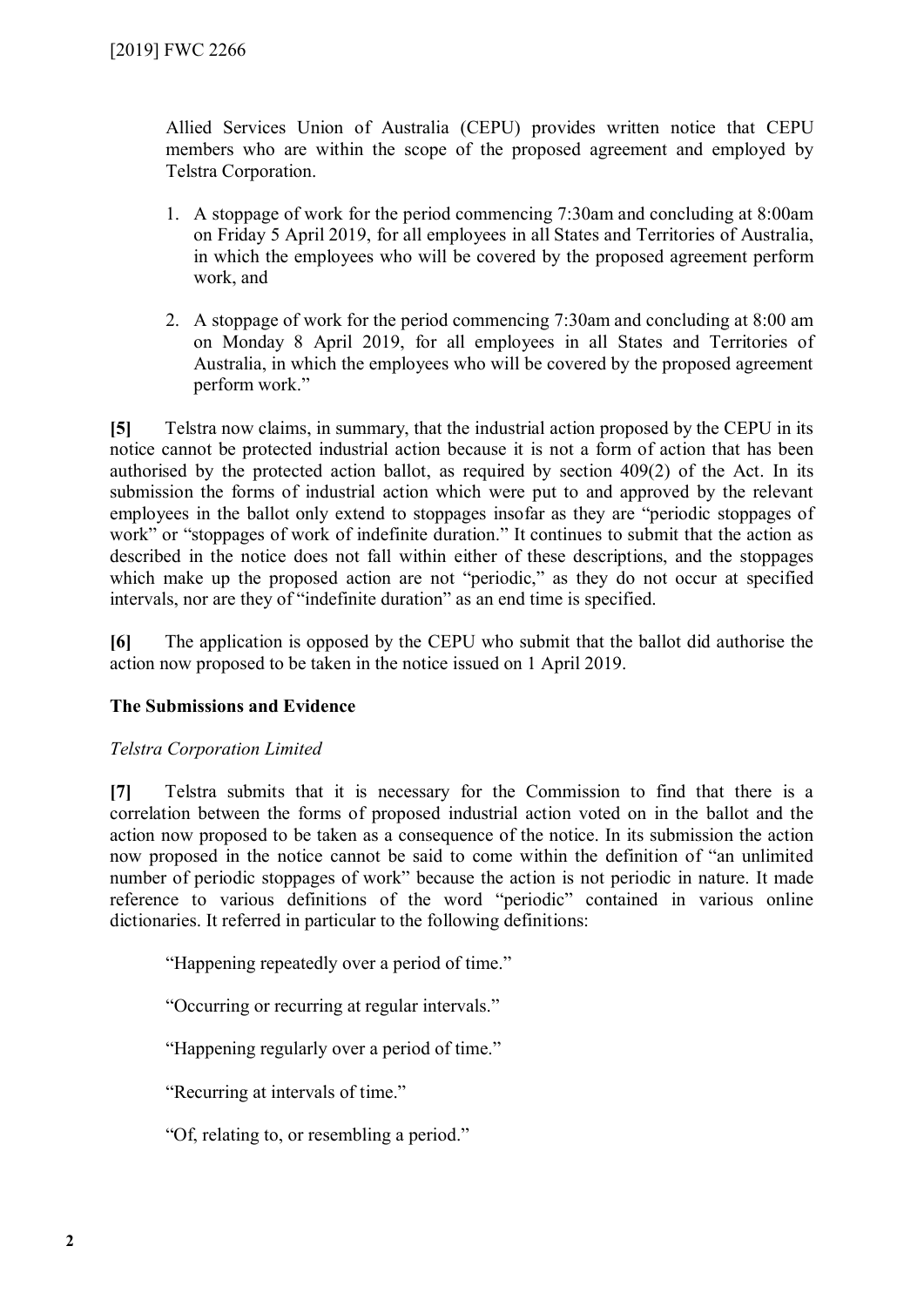Allied Services Union of Australia (CEPU) provides written notice that CEPU members who are within the scope of the proposed agreement and employed by Telstra Corporation.

1. A stoppage of work for the period commencing 7:30am and concluding at 8:00am on Friday 5 April 2019, for all employees in all States and Territories of Australia, in which the employees who will be covered by the proposed agreement perform work, and

2. A stoppage of work for the period commencing 7:30am and concluding at 8:00 am on Monday 8 April 2019, for all employees in all States and Territories of Australia, in which the employees who will be covered by the proposed agreement perform work."

**[5]** Telstra now claims, in summary, that the industrial action proposed by the CEPU in its notice cannot be protected industrial action because it is not a form of action that has been authorised by the protected action ballot, as required by section 409(2) of the Act. In its submission the forms of industrial action which were put to and approved by the relevant employees in the ballot only extend to stoppages insofar as they are "periodic stoppages of work" or "stoppages of work of indefinite duration." It continues to submit that the action as described in the notice does not fall within either of these descriptions, and the stoppages which make up the proposed action are not "periodic," as they do not occur at specified intervals, nor are they of "indefinite duration" as an end time is specified.

**[6]** The application is opposed by the CEPU who submit that the ballot did authorise the action now proposed to be taken in the notice issued on 1 April 2019.

### The Submissions and Evidence

*Telstra Corporation Limited*

**[7]** Telstra submits that it is necessary for the Commission to find that there is a correlation between the forms of proposed industrial action voted on in the ballot and the action now proposed to be taken as a consequence of the notice. In its submission the action now proposed in the notice cannot be said to come within the definition of "an unlimited number of periodic stoppages of work" because the action is not periodic in nature. It made reference to various definitions of the word "periodic" contained in various online dictionaries. It referred in particular to the following definitions:

> "Happening repeatedly over a period of time."
>
> "Occurring or recurring at regular intervals."
>
> "Happening regularly over a period of time."
>
> "Recurring at intervals of time."
>
> "Of, relating to, or resembling a period."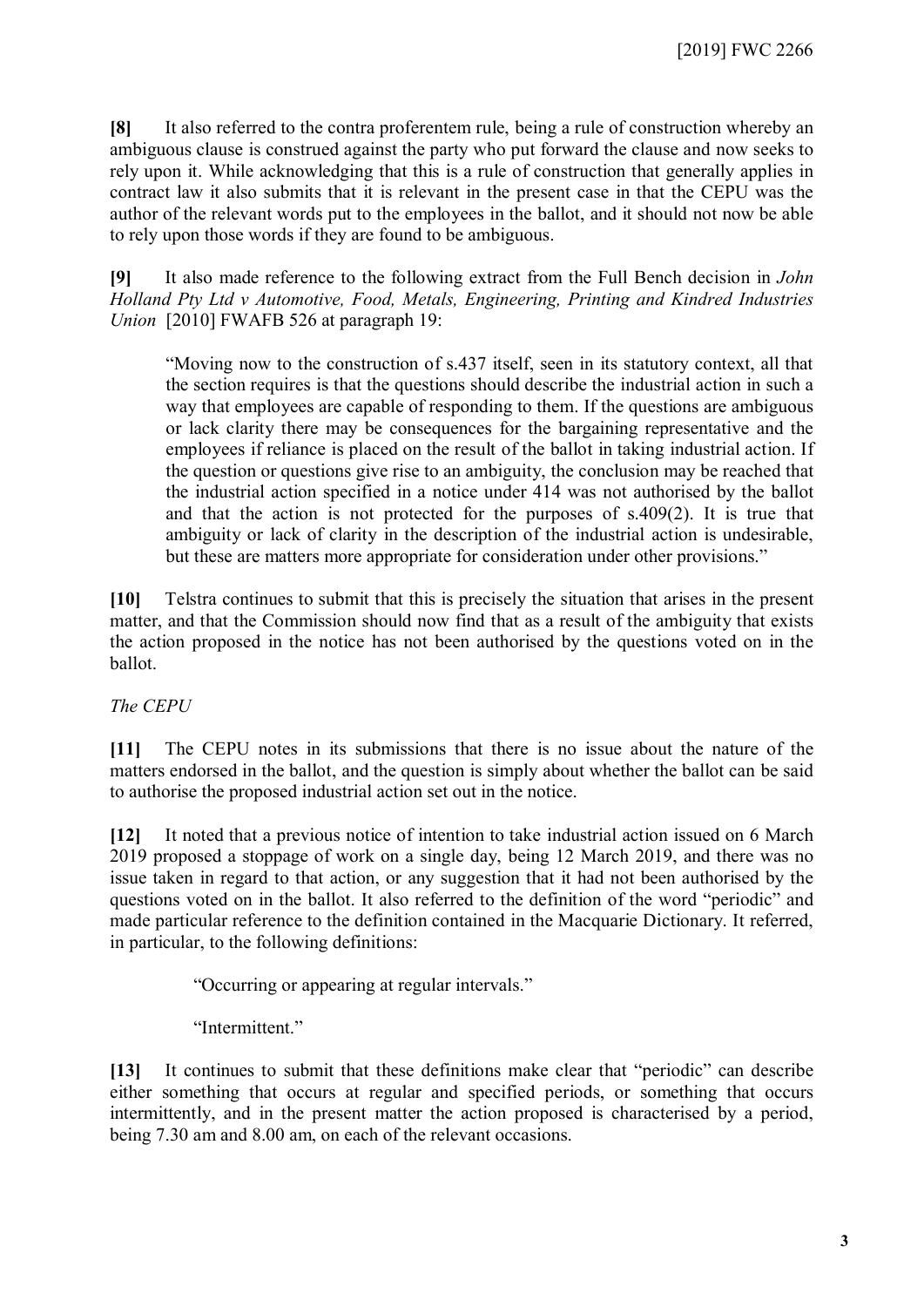**[8]** It also referred to the contra proferentem rule, being a rule of construction whereby an ambiguous clause is construed against the party who put forward the clause and now seeks to rely upon it. While acknowledging that this is a rule of construction that generally applies in contract law it also submits that it is relevant in the present case in that the CEPU was the author of the relevant words put to the employees in the ballot, and it should not now be able to rely upon those words if they are found to be ambiguous.

**[9]** It also made reference to the following extract from the Full Bench decision in *John Holland Pty Ltd v Automotive, Food, Metals, Engineering, Printing and Kindred Industries Union* [2010] FWAFB 526 at paragraph 19:

> "Moving now to the construction of s.437 itself, seen in its statutory context, all that the section requires is that the questions should describe the industrial action in such a way that employees are capable of responding to them. If the questions are ambiguous or lack clarity there may be consequences for the bargaining representative and the employees if reliance is placed on the result of the ballot in taking industrial action. If the question or questions give rise to an ambiguity, the conclusion may be reached that the industrial action specified in a notice under 414 was not authorised by the ballot and that the action is not protected for the purposes of s.409(2). It is true that ambiguity or lack of clarity in the description of the industrial action is undesirable, but these are matters more appropriate for consideration under other provisions."

**[10]** Telstra continues to submit that this is precisely the situation that arises in the present matter, and that the Commission should now find that as a result of the ambiguity that exists the action proposed in the notice has not been authorised by the questions voted on in the ballot.

*The CEPU*

**[11]** The CEPU notes in its submissions that there is no issue about the nature of the matters endorsed in the ballot, and the question is simply about whether the ballot can be said to authorise the proposed industrial action set out in the notice.

**[12]** It noted that a previous notice of intention to take industrial action issued on 6 March 2019 proposed a stoppage of work on a single day, being 12 March 2019, and there was no issue taken in regard to that action, or any suggestion that it had not been authorised by the questions voted on in the ballot. It also referred to the definition of the word "periodic" and made particular reference to the definition contained in the Macquarie Dictionary. It referred, in particular, to the following definitions:

> "Occurring or appearing at regular intervals."
>
> "Intermittent."

**[13]** It continues to submit that these definitions make clear that "periodic" can describe either something that occurs at regular and specified periods, or something that occurs intermittently, and in the present matter the action proposed is characterised by a period, being 7.30 am and 8.00 am, on each of the relevant occasions.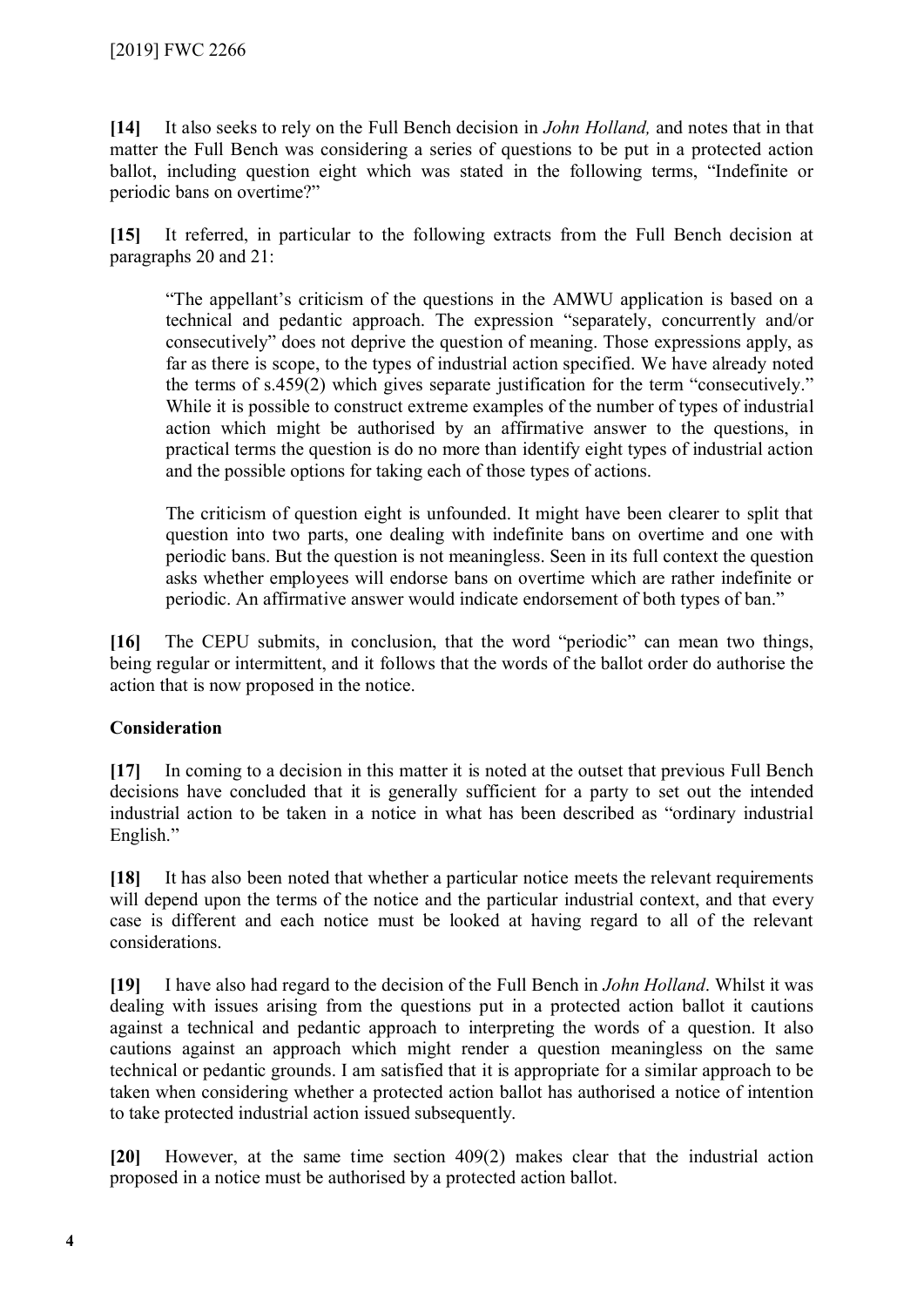**[14]** It also seeks to rely on the Full Bench decision in *John Holland,* and notes that in that matter the Full Bench was considering a series of questions to be put in a protected action ballot, including question eight which was stated in the following terms, "Indefinite or periodic bans on overtime?"

**[15]** It referred, in particular to the following extracts from the Full Bench decision at paragraphs 20 and 21:

> "The appellant's criticism of the questions in the AMWU application is based on a technical and pedantic approach. The expression "separately, concurrently and/or consecutively" does not deprive the question of meaning. Those expressions apply, as far as there is scope, to the types of industrial action specified. We have already noted the terms of s.459(2) which gives separate justification for the term "consecutively." While it is possible to construct extreme examples of the number of types of industrial action which might be authorised by an affirmative answer to the questions, in practical terms the question is do no more than identify eight types of industrial action and the possible options for taking each of those types of actions.
>
> The criticism of question eight is unfounded. It might have been clearer to split that question into two parts, one dealing with indefinite bans on overtime and one with periodic bans. But the question is not meaningless. Seen in its full context the question asks whether employees will endorse bans on overtime which are rather indefinite or periodic. An affirmative answer would indicate endorsement of both types of ban."

**[16]** The CEPU submits, in conclusion, that the word "periodic" can mean two things, being regular or intermittent, and it follows that the words of the ballot order do authorise the action that is now proposed in the notice.

## Consideration

**[17]** In coming to a decision in this matter it is noted at the outset that previous Full Bench decisions have concluded that it is generally sufficient for a party to set out the intended industrial action to be taken in a notice in what has been described as "ordinary industrial English."

**[18]** It has also been noted that whether a particular notice meets the relevant requirements will depend upon the terms of the notice and the particular industrial context, and that every case is different and each notice must be looked at having regard to all of the relevant considerations.

**[19]** I have also had regard to the decision of the Full Bench in *John Holland*. Whilst it was dealing with issues arising from the questions put in a protected action ballot it cautions against a technical and pedantic approach to interpreting the words of a question. It also cautions against an approach which might render a question meaningless on the same technical or pedantic grounds. I am satisfied that it is appropriate for a similar approach to be taken when considering whether a protected action ballot has authorised a notice of intention to take protected industrial action issued subsequently.

**[20]** However, at the same time section 409(2) makes clear that the industrial action proposed in a notice must be authorised by a protected action ballot.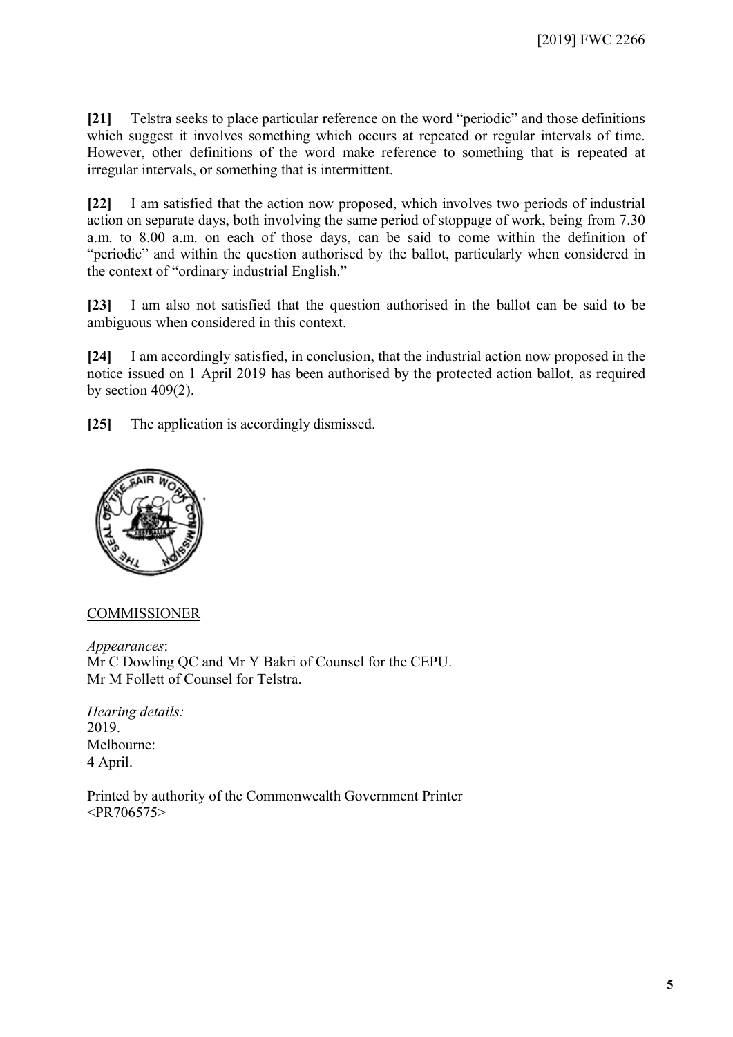**[21]** Telstra seeks to place particular reference on the word "periodic" and those definitions which suggest it involves something which occurs at repeated or regular intervals of time. However, other definitions of the word make reference to something that is repeated at irregular intervals, or something that is intermittent.

**[22]** I am satisfied that the action now proposed, which involves two periods of industrial action on separate days, both involving the same period of stoppage of work, being from 7.30 a.m. to 8.00 a.m. on each of those days, can be said to come within the definition of "periodic" and within the question authorised by the ballot, particularly when considered in the context of "ordinary industrial English."

**[23]** I am also not satisfied that the question authorised in the ballot can be said to be ambiguous when considered in this context.

**[24]** I am accordingly satisfied, in conclusion, that the industrial action now proposed in the notice issued on 1 April 2019 has been authorised by the protected action ballot, as required by section 409(2).

**[25]** The application is accordingly dismissed.

COMMISSIONER

*Appearances*:
Mr C Dowling QC and Mr Y Bakri of Counsel for the CEPU.
Mr M Follett of Counsel for Telstra.

*Hearing details:*
2019.
Melbourne:
4 April.

Printed by authority of the Commonwealth Government Printer
<PR706575>